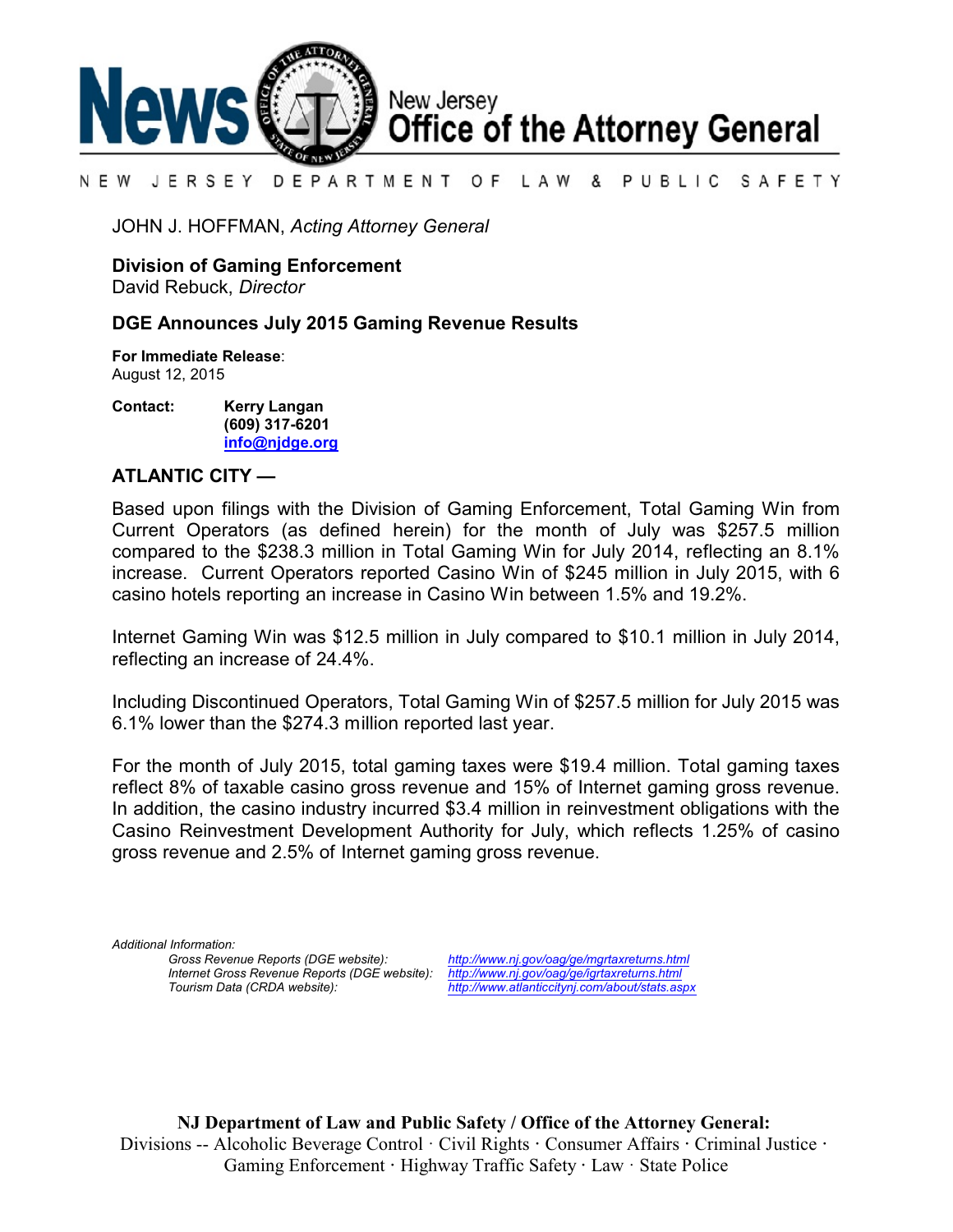# News — New Jersey Office of the Attorney General

NEW JERSEY DEPARTMENT OF LAW & PUBLIC SAFETY

JOHN J. HOFFMAN, *Acting Attorney General*

**Division of Gaming Enforcement**
David Rebuck, *Director*

## DGE Announces July 2015 Gaming Revenue Results

**For Immediate Release**:
August 12, 2015

**Contact:** **Kerry Langan**
**(609) 317-6201**
**info@njdge.org**

**ATLANTIC CITY —**

Based upon filings with the Division of Gaming Enforcement, Total Gaming Win from Current Operators (as defined herein) for the month of July was $257.5 million compared to the $238.3 million in Total Gaming Win for July 2014, reflecting an 8.1% increase. Current Operators reported Casino Win of $245 million in July 2015, with 6 casino hotels reporting an increase in Casino Win between 1.5% and 19.2%.

Internet Gaming Win was $12.5 million in July compared to $10.1 million in July 2014, reflecting an increase of 24.4%.

Including Discontinued Operators, Total Gaming Win of $257.5 million for July 2015 was 6.1% lower than the $274.3 million reported last year.

For the month of July 2015, total gaming taxes were $19.4 million. Total gaming taxes reflect 8% of taxable casino gross revenue and 15% of Internet gaming gross revenue. In addition, the casino industry incurred $3.4 million in reinvestment obligations with the Casino Reinvestment Development Authority for July, which reflects 1.25% of casino gross revenue and 2.5% of Internet gaming gross revenue.

*Additional Information:*

| | |
|---|---|
| *Gross Revenue Reports (DGE website):* | *http://www.nj.gov/oag/ge/mgrtaxreturns.html* |
| *Internet Gross Revenue Reports (DGE website):* | *http://www.nj.gov/oag/ge/igrtaxreturns.html* |
| *Tourism Data (CRDA website):* | *http://www.atlanticcitynj.com/about/stats.aspx* |

**NJ Department of Law and Public Safety / Office of the Attorney General:**
Divisions -- Alcoholic Beverage Control · Civil Rights · Consumer Affairs · Criminal Justice · Gaming Enforcement · Highway Traffic Safety · Law · State Police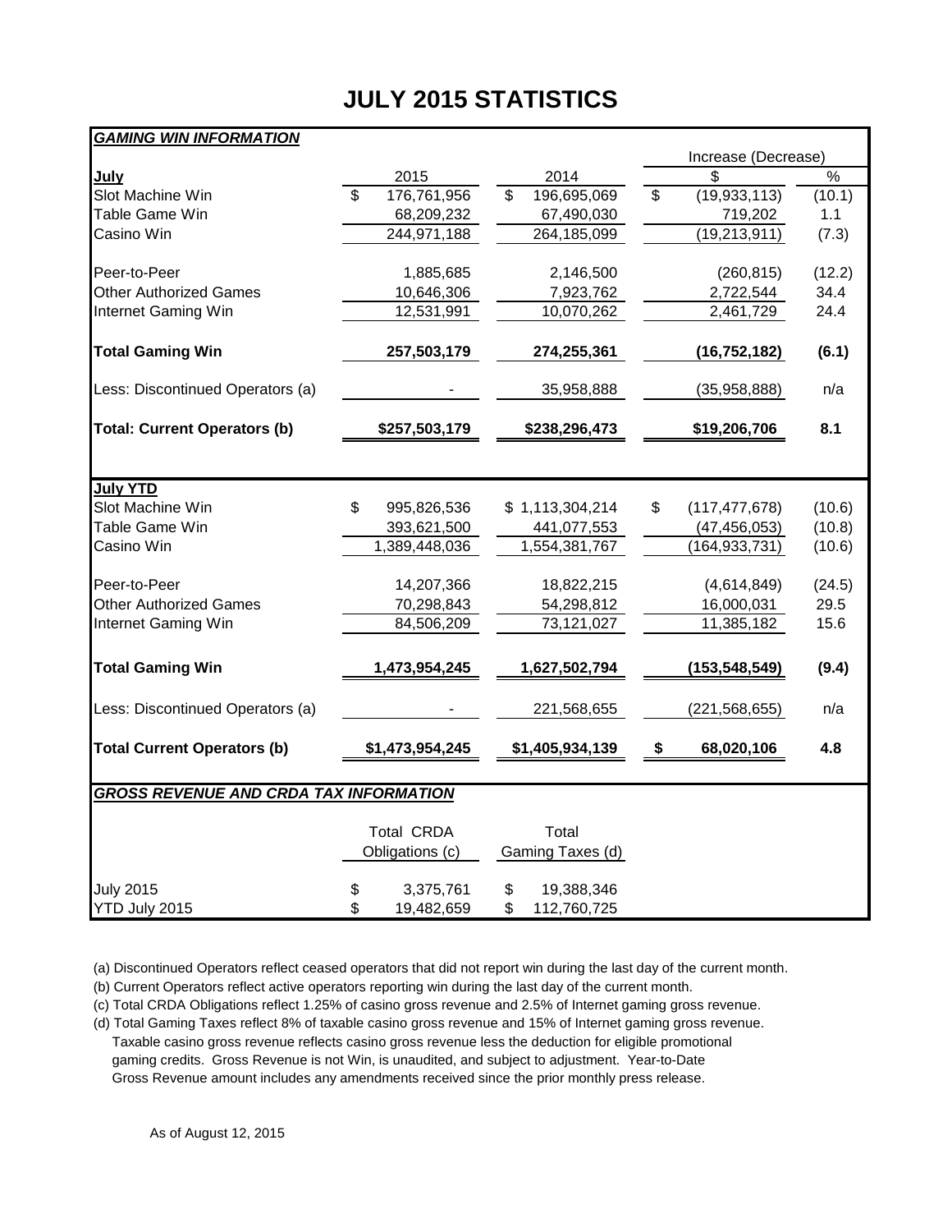# JULY 2015 STATISTICS

| ***GAMING WIN INFORMATION*** | | | Increase (Decrease) | |
|---|---|---|---|---|
| **July** | 2015 | 2014 | $ | % |
| Slot Machine Win | $ 176,761,956 | $ 196,695,069 | $ (19,933,113) | (10.1) |
| Table Game Win | 68,209,232 | 67,490,030 | 719,202 | 1.1 |
| Casino Win | 244,971,188 | 264,185,099 | (19,213,911) | (7.3) |
| Peer-to-Peer | 1,885,685 | 2,146,500 | (260,815) | (12.2) |
| Other Authorized Games | 10,646,306 | 7,923,762 | 2,722,544 | 34.4 |
| Internet Gaming Win | 12,531,991 | 10,070,262 | 2,461,729 | 24.4 |
| **Total Gaming Win** | **257,503,179** | **274,255,361** | **(16,752,182)** | **(6.1)** |
| Less: Discontinued Operators (a) | - | 35,958,888 | (35,958,888) | n/a |
| **Total: Current Operators (b)** | **$257,503,179** | **$238,296,473** | **$19,206,706** | **8.1** |
| **July YTD** | | | | |
| Slot Machine Win | $ 995,826,536 | $ 1,113,304,214 | $ (117,477,678) | (10.6) |
| Table Game Win | 393,621,500 | 441,077,553 | (47,456,053) | (10.8) |
| Casino Win | 1,389,448,036 | 1,554,381,767 | (164,933,731) | (10.6) |
| Peer-to-Peer | 14,207,366 | 18,822,215 | (4,614,849) | (24.5) |
| Other Authorized Games | 70,298,843 | 54,298,812 | 16,000,031 | 29.5 |
| Internet Gaming Win | 84,506,209 | 73,121,027 | 11,385,182 | 15.6 |
| **Total Gaming Win** | **1,473,954,245** | **1,627,502,794** | **(153,548,549)** | **(9.4)** |
| Less: Discontinued Operators (a) | - | 221,568,655 | (221,568,655) | n/a |
| **Total Current Operators (b)** | **$1,473,954,245** | **$1,405,934,139** | **$ 68,020,106** | **4.8** |

| ***GROSS REVENUE AND CRDA TAX INFORMATION*** | Total CRDA Obligations (c) | Total Gaming Taxes (d) |
|---|---|---|
| July 2015 | $ 3,375,761 | $ 19,388,346 |
| YTD July 2015 | $ 19,482,659 | $ 112,760,725 |

(a) Discontinued Operators reflect ceased operators that did not report win during the last day of the current month.

(b) Current Operators reflect active operators reporting win during the last day of the current month.

(c) Total CRDA Obligations reflect 1.25% of casino gross revenue and 2.5% of Internet gaming gross revenue.

(d) Total Gaming Taxes reflect 8% of taxable casino gross revenue and 15% of Internet gaming gross revenue. Taxable casino gross revenue reflects casino gross revenue less the deduction for eligible promotional gaming credits. Gross Revenue is not Win, is unaudited, and subject to adjustment. Year-to-Date Gross Revenue amount includes any amendments received since the prior monthly press release.

As of August 12, 2015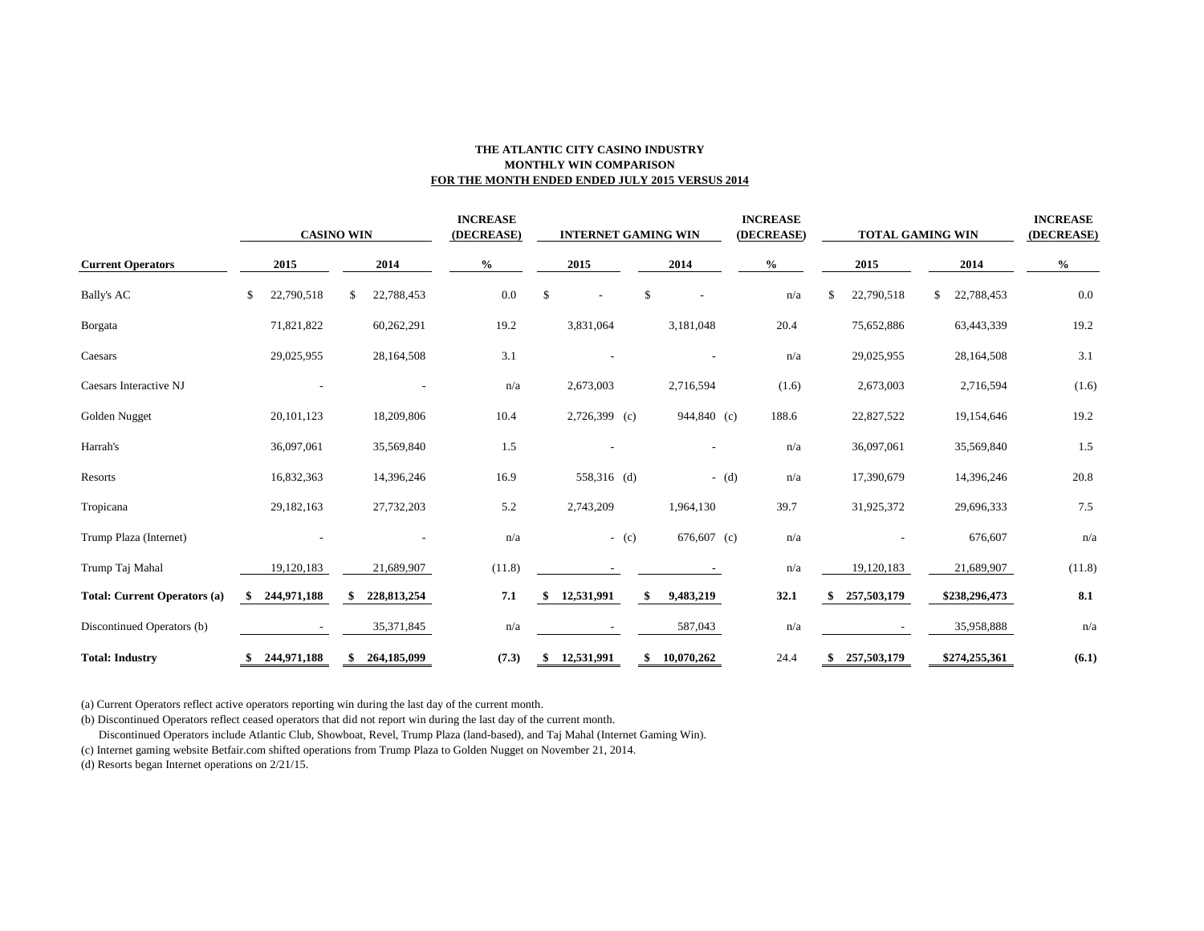**THE ATLANTIC CITY CASINO INDUSTRY**
**MONTHLY WIN COMPARISON**
**FOR THE MONTH ENDED ENDED JULY 2015 VERSUS 2014**

| | CASINO WIN | | INCREASE (DECREASE) | INTERNET GAMING WIN | | INCREASE (DECREASE) | TOTAL GAMING WIN | | INCREASE (DECREASE) |
|---|---|---|---|---|---|---|---|---|---|
| **Current Operators** | **2015** | **2014** | **%** | **2015** | **2014** | **%** | **2015** | **2014** | **%** |
| Bally's AC | $ 22,790,518 | $ 22,788,453 | 0.0 | $ - | $ - | n/a | $ 22,790,518 | $ 22,788,453 | 0.0 |
| Borgata | 71,821,822 | 60,262,291 | 19.2 | 3,831,064 | 3,181,048 | 20.4 | 75,652,886 | 63,443,339 | 19.2 |
| Caesars | 29,025,955 | 28,164,508 | 3.1 | - | - | n/a | 29,025,955 | 28,164,508 | 3.1 |
| Caesars Interactive NJ | - | - | n/a | 2,673,003 | 2,716,594 | (1.6) | 2,673,003 | 2,716,594 | (1.6) |
| Golden Nugget | 20,101,123 | 18,209,806 | 10.4 | 2,726,399 (c) | 944,840 (c) | 188.6 | 22,827,522 | 19,154,646 | 19.2 |
| Harrah's | 36,097,061 | 35,569,840 | 1.5 | - | - | n/a | 36,097,061 | 35,569,840 | 1.5 |
| Resorts | 16,832,363 | 14,396,246 | 16.9 | 558,316 (d) | - (d) | n/a | 17,390,679 | 14,396,246 | 20.8 |
| Tropicana | 29,182,163 | 27,732,203 | 5.2 | 2,743,209 | 1,964,130 | 39.7 | 31,925,372 | 29,696,333 | 7.5 |
| Trump Plaza (Internet) | - | - | n/a | - (c) | 676,607 (c) | n/a | - | 676,607 | n/a |
| Trump Taj Mahal | 19,120,183 | 21,689,907 | (11.8) | - | - | n/a | 19,120,183 | 21,689,907 | (11.8) |
| **Total: Current Operators (a)** | **$ 244,971,188** | **$ 228,813,254** | **7.1** | **$ 12,531,991** | **$ 9,483,219** | **32.1** | **$ 257,503,179** | **$238,296,473** | **8.1** |
| Discontinued Operators (b) | - | 35,371,845 | n/a | - | 587,043 | n/a | - | 35,958,888 | n/a |
| **Total: Industry** | **$ 244,971,188** | **$ 264,185,099** | **(7.3)** | **$ 12,531,991** | **$ 10,070,262** | 24.4 | **$ 257,503,179** | **$274,255,361** | **(6.1)** |

(a) Current Operators reflect active operators reporting win during the last day of the current month.

(b) Discontinued Operators reflect ceased operators that did not report win during the last day of the current month.
Discontinued Operators include Atlantic Club, Showboat, Revel, Trump Plaza (land-based), and Taj Mahal (Internet Gaming Win).

(c) Internet gaming website Betfair.com shifted operations from Trump Plaza to Golden Nugget on November 21, 2014.

(d) Resorts began Internet operations on 2/21/15.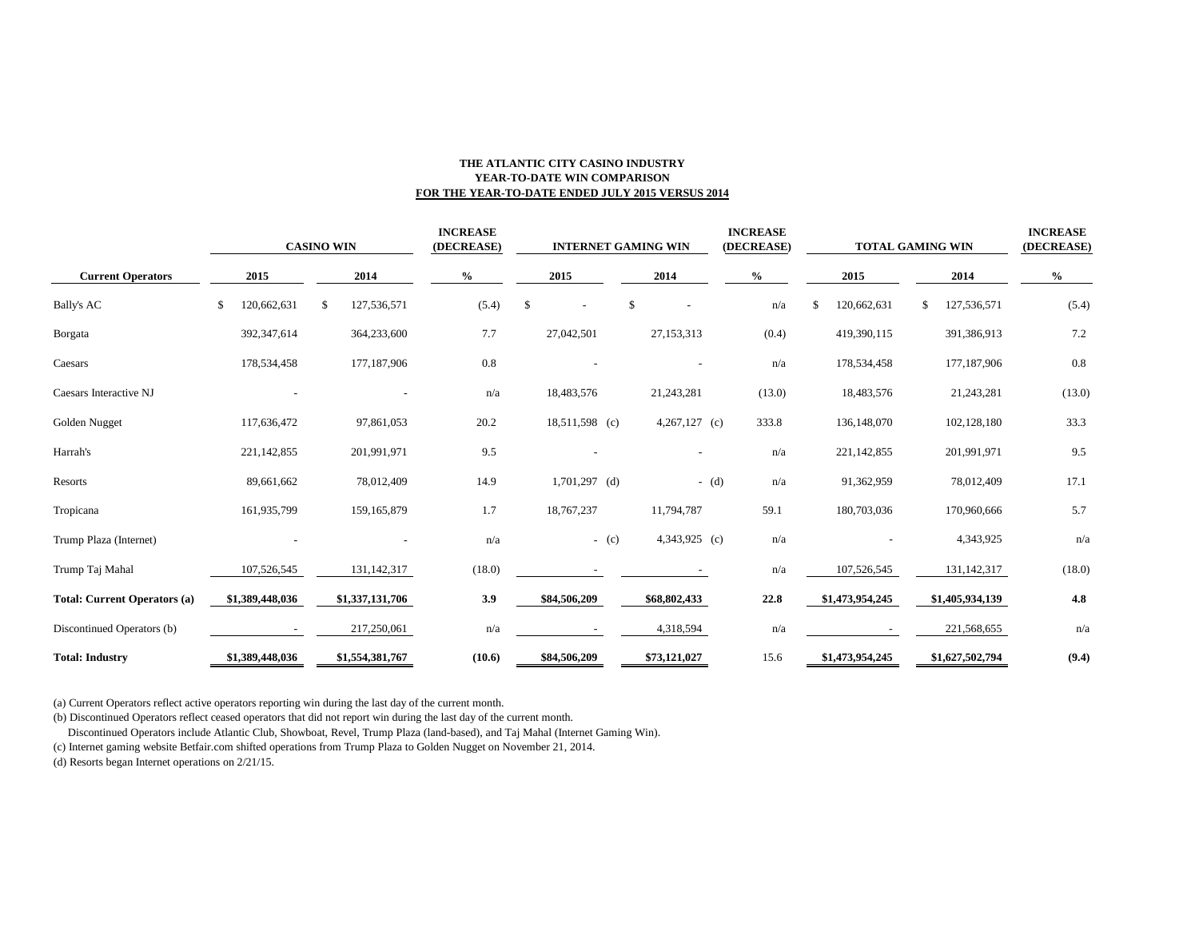**THE ATLANTIC CITY CASINO INDUSTRY**
**YEAR-TO-DATE WIN COMPARISON**
**FOR THE YEAR-TO-DATE ENDED JULY 2015 VERSUS 2014**

| | CASINO WIN | | INCREASE (DECREASE) | INTERNET GAMING WIN | | INCREASE (DECREASE) | TOTAL GAMING WIN | | INCREASE (DECREASE) |
|---|---|---|---|---|---|---|---|---|---|
| **Current Operators** | **2015** | **2014** | **%** | **2015** | **2014** | **%** | **2015** | **2014** | **%** |
| Bally's AC | $ 120,662,631 | $ 127,536,571 | (5.4) | $ - | $ - | n/a | $ 120,662,631 | $ 127,536,571 | (5.4) |
| Borgata | 392,347,614 | 364,233,600 | 7.7 | 27,042,501 | 27,153,313 | (0.4) | 419,390,115 | 391,386,913 | 7.2 |
| Caesars | 178,534,458 | 177,187,906 | 0.8 | - | - | n/a | 178,534,458 | 177,187,906 | 0.8 |
| Caesars Interactive NJ | - | - | n/a | 18,483,576 | 21,243,281 | (13.0) | 18,483,576 | 21,243,281 | (13.0) |
| Golden Nugget | 117,636,472 | 97,861,053 | 20.2 | 18,511,598 (c) | 4,267,127 (c) | 333.8 | 136,148,070 | 102,128,180 | 33.3 |
| Harrah's | 221,142,855 | 201,991,971 | 9.5 | - | - | n/a | 221,142,855 | 201,991,971 | 9.5 |
| Resorts | 89,661,662 | 78,012,409 | 14.9 | 1,701,297 (d) | - (d) | n/a | 91,362,959 | 78,012,409 | 17.1 |
| Tropicana | 161,935,799 | 159,165,879 | 1.7 | 18,767,237 | 11,794,787 | 59.1 | 180,703,036 | 170,960,666 | 5.7 |
| Trump Plaza (Internet) | - | - | n/a | - (c) | 4,343,925 (c) | n/a | - | 4,343,925 | n/a |
| Trump Taj Mahal | 107,526,545 | 131,142,317 | (18.0) | - | - | n/a | 107,526,545 | 131,142,317 | (18.0) |
| **Total: Current Operators (a)** | **$1,389,448,036** | **$1,337,131,706** | **3.9** | **$84,506,209** | **$68,802,433** | **22.8** | **$1,473,954,245** | **$1,405,934,139** | **4.8** |
| Discontinued Operators (b) | - | 217,250,061 | n/a | - | 4,318,594 | n/a | - | 221,568,655 | n/a |
| **Total: Industry** | **$1,389,448,036** | **$1,554,381,767** | **(10.6)** | **$84,506,209** | **$73,121,027** | 15.6 | **$1,473,954,245** | **$1,627,502,794** | **(9.4)** |

(a) Current Operators reflect active operators reporting win during the last day of the current month.

(b) Discontinued Operators reflect ceased operators that did not report win during the last day of the current month.
Discontinued Operators include Atlantic Club, Showboat, Revel, Trump Plaza (land-based), and Taj Mahal (Internet Gaming Win).

(c) Internet gaming website Betfair.com shifted operations from Trump Plaza to Golden Nugget on November 21, 2014.

(d) Resorts began Internet operations on 2/21/15.